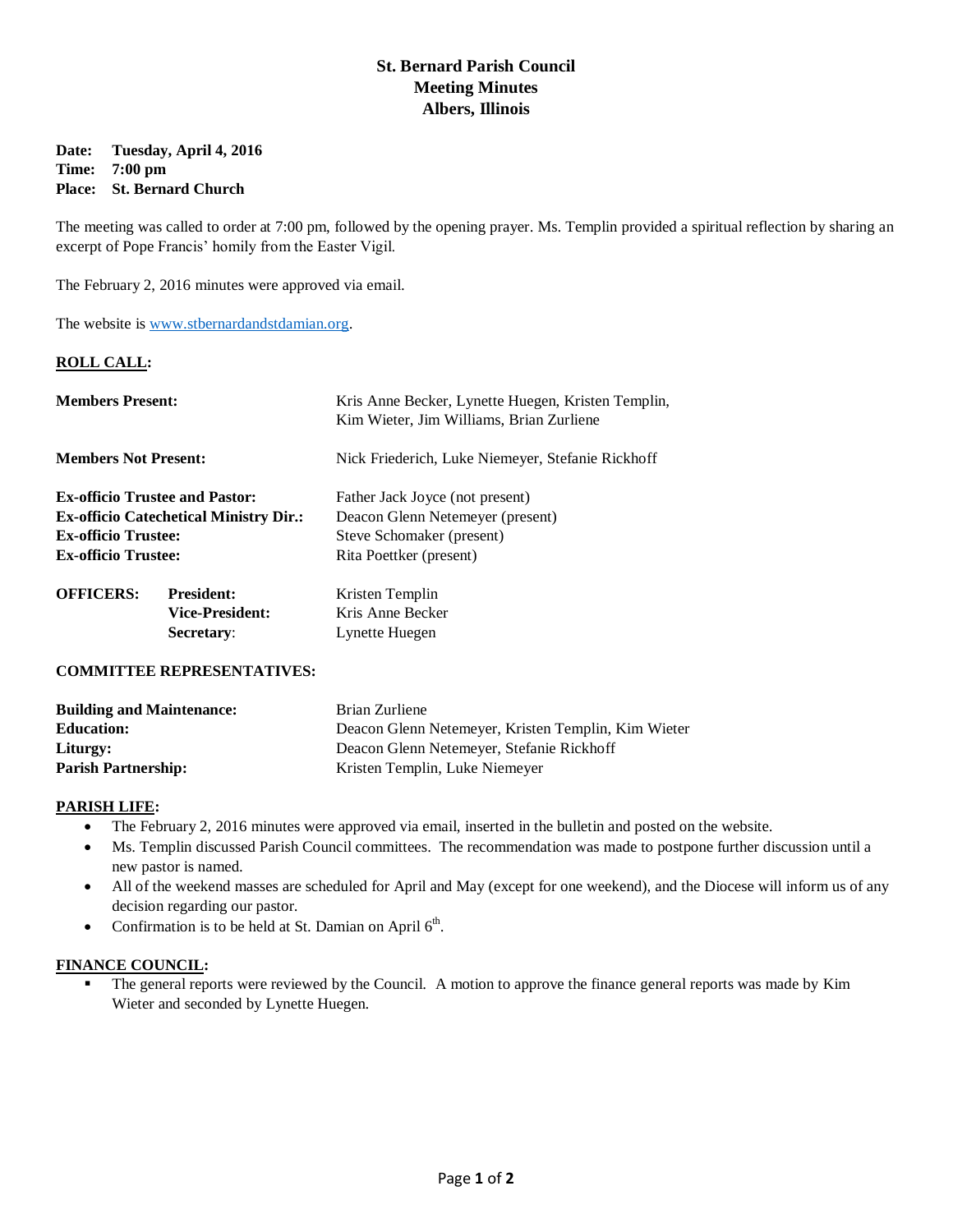# St. Bernard Parish Council
## Meeting Minutes
## Albers, Illinois

**Date:** **Tuesday, April 4, 2016**
**Time:** **7:00 pm**
**Place:** **St. Bernard Church**

The meeting was called to order at 7:00 pm, followed by the opening prayer. Ms. Templin provided a spiritual reflection by sharing an excerpt of Pope Francis' homily from the Easter Vigil.

The February 2, 2016 minutes were approved via email.

The website is www.stbernardandstdamian.org.

**ROLL CALL:**

| | |
|---|---|
| **Members Present:** | Kris Anne Becker, Lynette Huegen, Kristen Templin, Kim Wieter, Jim Williams, Brian Zurliene |
| **Members Not Present:** | Nick Friederich, Luke Niemeyer, Stefanie Rickhoff |
| **Ex-officio Trustee and Pastor:** | Father Jack Joyce (not present) |
| **Ex-officio Catechetical Ministry Dir.:** | Deacon Glenn Netemeyer (present) |
| **Ex-officio Trustee:** | Steve Schomaker (present) |
| **Ex-officio Trustee:** | Rita Poettker (present) |

| | | |
|---|---|---|
| **OFFICERS:** | **President:** | Kristen Templin |
| | **Vice-President:** | Kris Anne Becker |
| | **Secretary**: | Lynette Huegen |

**COMMITTEE REPRESENTATIVES:**

| | |
|---|---|
| **Building and Maintenance:** | Brian Zurliene |
| **Education:** | Deacon Glenn Netemeyer, Kristen Templin, Kim Wieter |
| **Liturgy:** | Deacon Glenn Netemeyer, Stefanie Rickhoff |
| **Parish Partnership:** | Kristen Templin, Luke Niemeyer |

**PARISH LIFE:**

- The February 2, 2016 minutes were approved via email, inserted in the bulletin and posted on the website.
- Ms. Templin discussed Parish Council committees. The recommendation was made to postpone further discussion until a new pastor is named.
- All of the weekend masses are scheduled for April and May (except for one weekend), and the Diocese will inform us of any decision regarding our pastor.
- Confirmation is to be held at St. Damian on April 6th.

**FINANCE COUNCIL:**

- The general reports were reviewed by the Council. A motion to approve the finance general reports was made by Kim Wieter and seconded by Lynette Huegen.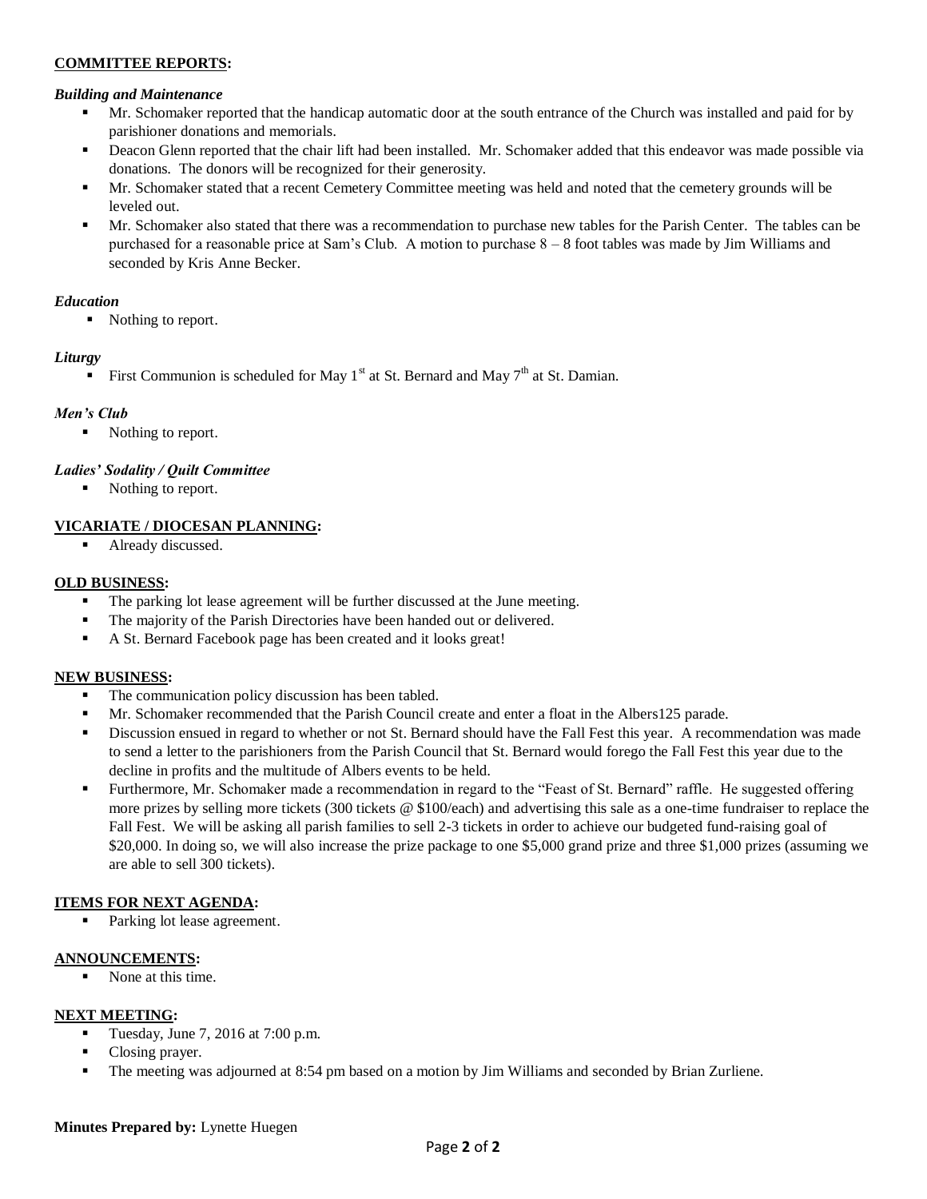**COMMITTEE REPORTS:**

***Building and Maintenance***

- Mr. Schomaker reported that the handicap automatic door at the south entrance of the Church was installed and paid for by parishioner donations and memorials.
- Deacon Glenn reported that the chair lift had been installed. Mr. Schomaker added that this endeavor was made possible via donations. The donors will be recognized for their generosity.
- Mr. Schomaker stated that a recent Cemetery Committee meeting was held and noted that the cemetery grounds will be leveled out.
- Mr. Schomaker also stated that there was a recommendation to purchase new tables for the Parish Center. The tables can be purchased for a reasonable price at Sam's Club. A motion to purchase 8 – 8 foot tables was made by Jim Williams and seconded by Kris Anne Becker.

***Education***

- Nothing to report.

***Liturgy***

- First Communion is scheduled for May 1st at St. Bernard and May 7th at St. Damian.

***Men's Club***

- Nothing to report.

***Ladies' Sodality / Quilt Committee***

- Nothing to report.

**VICARIATE / DIOCESAN PLANNING:**

- Already discussed.

**OLD BUSINESS:**

- The parking lot lease agreement will be further discussed at the June meeting.
- The majority of the Parish Directories have been handed out or delivered.
- A St. Bernard Facebook page has been created and it looks great!

**NEW BUSINESS:**

- The communication policy discussion has been tabled.
- Mr. Schomaker recommended that the Parish Council create and enter a float in the Albers125 parade.
- Discussion ensued in regard to whether or not St. Bernard should have the Fall Fest this year. A recommendation was made to send a letter to the parishioners from the Parish Council that St. Bernard would forego the Fall Fest this year due to the decline in profits and the multitude of Albers events to be held.
- Furthermore, Mr. Schomaker made a recommendation in regard to the "Feast of St. Bernard" raffle. He suggested offering more prizes by selling more tickets (300 tickets @ $100/each) and advertising this sale as a one-time fundraiser to replace the Fall Fest. We will be asking all parish families to sell 2-3 tickets in order to achieve our budgeted fund-raising goal of $20,000. In doing so, we will also increase the prize package to one $5,000 grand prize and three $1,000 prizes (assuming we are able to sell 300 tickets).

**ITEMS FOR NEXT AGENDA:**

- Parking lot lease agreement.

**ANNOUNCEMENTS:**

- None at this time.

**NEXT MEETING:**

- Tuesday, June 7, 2016 at 7:00 p.m.
- Closing prayer.
- The meeting was adjourned at 8:54 pm based on a motion by Jim Williams and seconded by Brian Zurliene.

**Minutes Prepared by:** Lynette Huegen